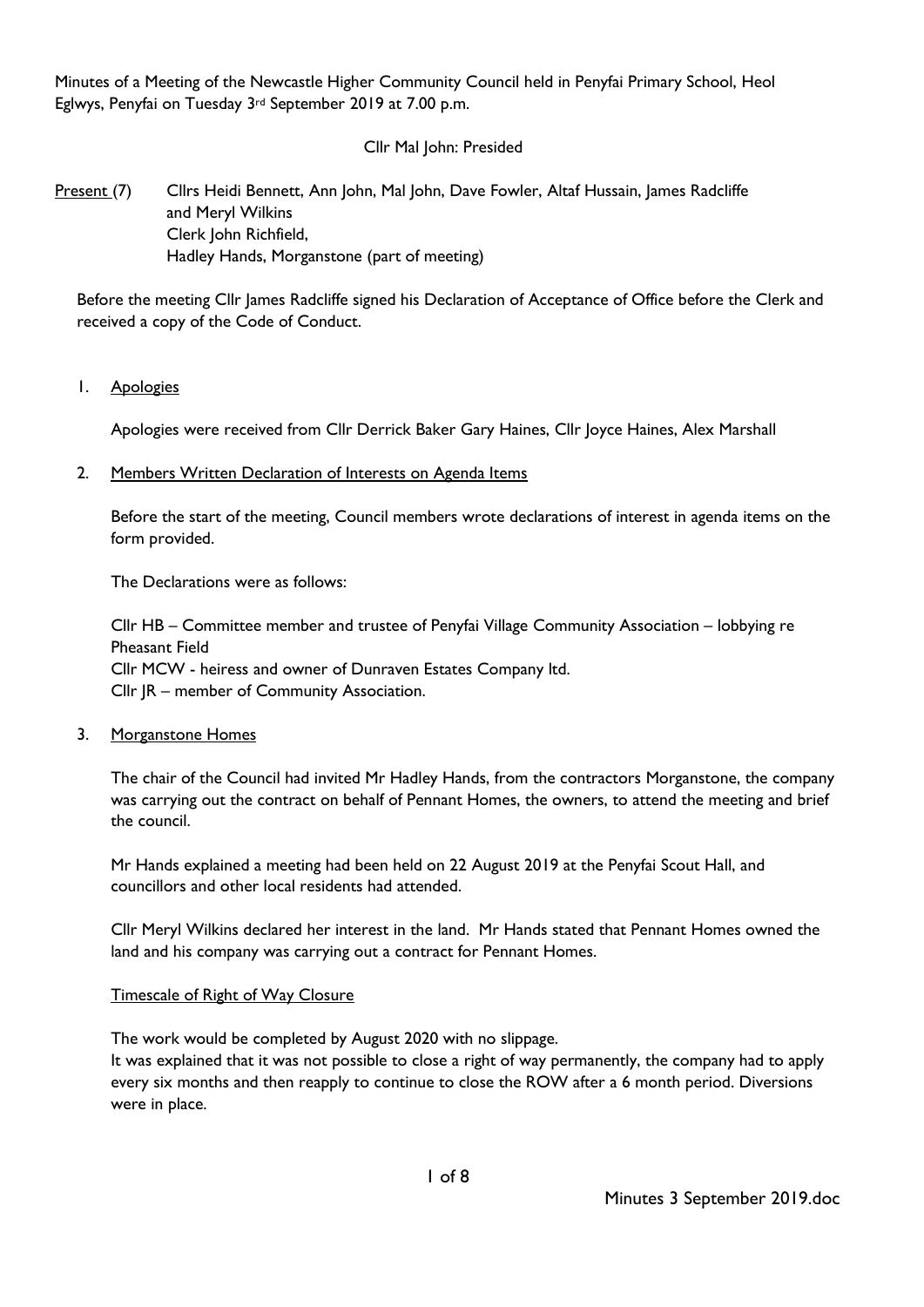Minutes of a Meeting of the Newcastle Higher Community Council held in Penyfai Primary School, Heol Eglwys, Penyfai on Tuesday 3rd September 2019 at 7.00 p.m.

Cllr Mal John: Presided

Present (7) Cllrs Heidi Bennett, Ann John, Mal John, Dave Fowler, Altaf Hussain, James Radcliffe and Meryl Wilkins
Clerk John Richfield,
Hadley Hands, Morganstone (part of meeting)

Before the meeting Cllr James Radcliffe signed his Declaration of Acceptance of Office before the Clerk and received a copy of the Code of Conduct.

1. Apologies

Apologies were received from Cllr Derrick Baker Gary Haines, Cllr Joyce Haines, Alex Marshall

2. Members Written Declaration of Interests on Agenda Items

Before the start of the meeting, Council members wrote declarations of interest in agenda items on the form provided.

The Declarations were as follows:

Cllr HB – Committee member and trustee of Penyfai Village Community Association – lobbying re Pheasant Field
Cllr MCW - heiress and owner of Dunraven Estates Company ltd.
Cllr JR – member of Community Association.

3. Morganstone Homes

The chair of the Council had invited Mr Hadley Hands, from the contractors Morganstone, the company was carrying out the contract on behalf of Pennant Homes, the owners, to attend the meeting and brief the council.

Mr Hands explained a meeting had been held on 22 August 2019 at the Penyfai Scout Hall, and councillors and other local residents had attended.

Cllr Meryl Wilkins declared her interest in the land. Mr Hands stated that Pennant Homes owned the land and his company was carrying out a contract for Pennant Homes.

Timescale of Right of Way Closure

The work would be completed by August 2020 with no slippage.
It was explained that it was not possible to close a right of way permanently, the company had to apply every six months and then reapply to continue to close the ROW after a 6 month period. Diversions were in place.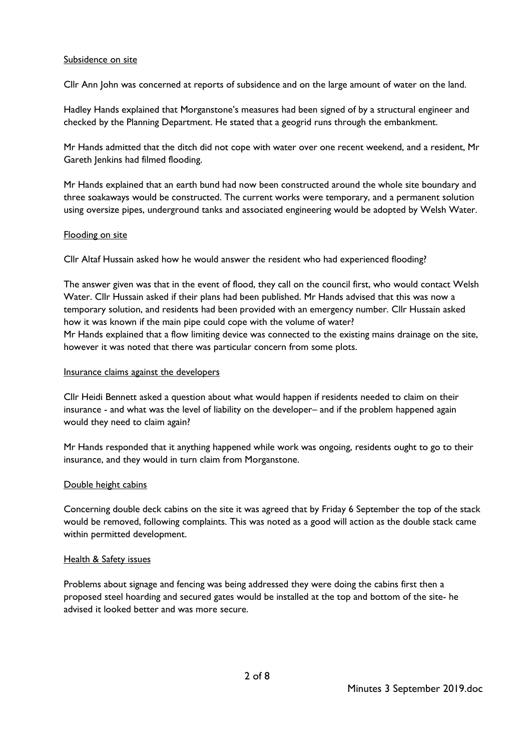## Subsidence on site

Cllr Ann John was concerned at reports of subsidence and on the large amount of water on the land.

Hadley Hands explained that Morganstone's measures had been signed of by a structural engineer and checked by the Planning Department. He stated that a geogrid runs through the embankment.

Mr Hands admitted that the ditch did not cope with water over one recent weekend, and a resident, Mr Gareth Jenkins had filmed flooding.

Mr Hands explained that an earth bund had now been constructed around the whole site boundary and three soakaways would be constructed. The current works were temporary, and a permanent solution using oversize pipes, underground tanks and associated engineering would be adopted by Welsh Water.

## Flooding on site

Cllr Altaf Hussain asked how he would answer the resident who had experienced flooding?

The answer given was that in the event of flood, they call on the council first, who would contact Welsh Water. Cllr Hussain asked if their plans had been published. Mr Hands advised that this was now a temporary solution, and residents had been provided with an emergency number. Cllr Hussain asked how it was known if the main pipe could cope with the volume of water?
Mr Hands explained that a flow limiting device was connected to the existing mains drainage on the site, however it was noted that there was particular concern from some plots.

## Insurance claims against the developers

Cllr Heidi Bennett asked a question about what would happen if residents needed to claim on their insurance - and what was the level of liability on the developer– and if the problem happened again would they need to claim again?

Mr Hands responded that it anything happened while work was ongoing, residents ought to go to their insurance, and they would in turn claim from Morganstone.

## Double height cabins

Concerning double deck cabins on the site it was agreed that by Friday 6 September the top of the stack would be removed, following complaints. This was noted as a good will action as the double stack came within permitted development.

## Health & Safety issues

Problems about signage and fencing was being addressed they were doing the cabins first then a proposed steel hoarding and secured gates would be installed at the top and bottom of the site- he advised it looked better and was more secure.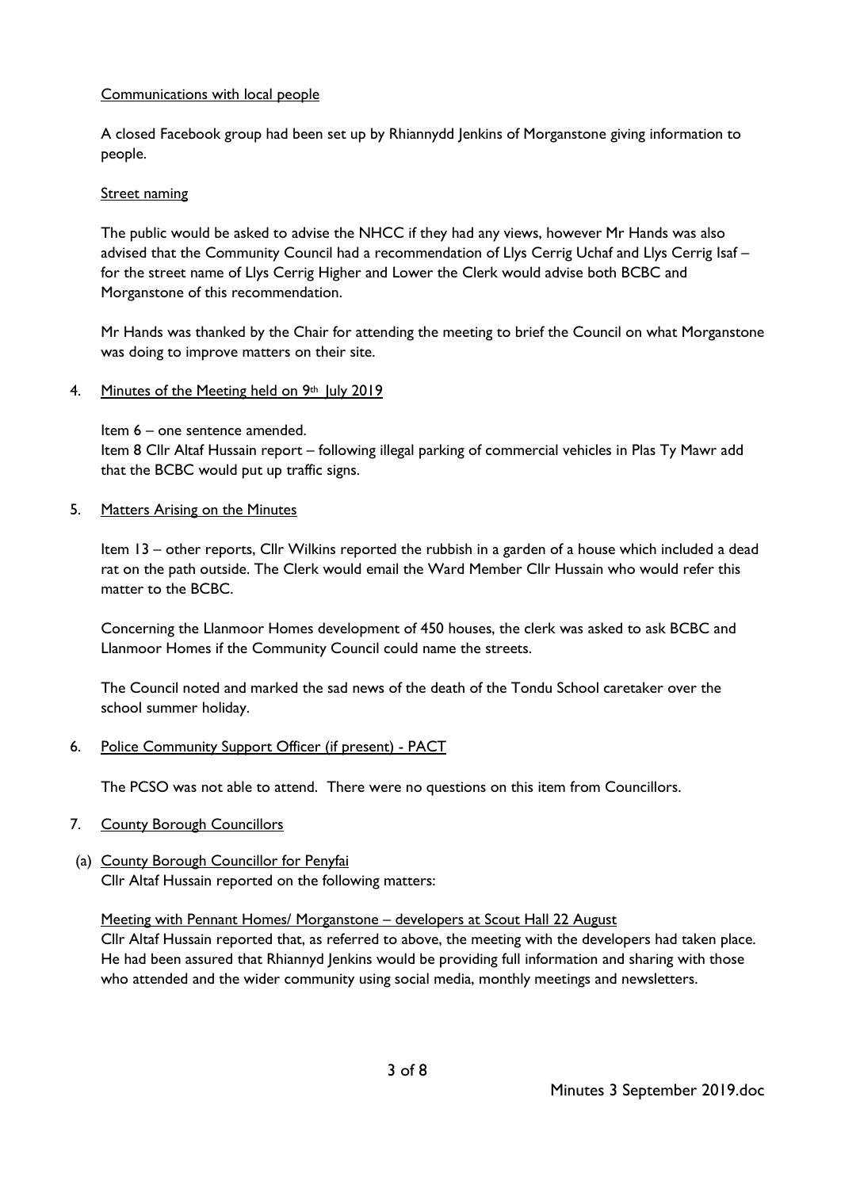<u>Communications with local people</u>

A closed Facebook group had been set up by Rhiannydd Jenkins of Morganstone giving information to people.

<u>Street naming</u>

The public would be asked to advise the NHCC if they had any views, however Mr Hands was also advised that the Community Council had a recommendation of Llys Cerrig Uchaf and Llys Cerrig Isaf – for the street name of Llys Cerrig Higher and Lower the Clerk would advise both BCBC and Morganstone of this recommendation.

Mr Hands was thanked by the Chair for attending the meeting to brief the Council on what Morganstone was doing to improve matters on their site.

4. <u>Minutes of the Meeting held on 9th July 2019</u>

   Item 6 – one sentence amended.
   Item 8 Cllr Altaf Hussain report – following illegal parking of commercial vehicles in Plas Ty Mawr add that the BCBC would put up traffic signs.

5. <u>Matters Arising on the Minutes</u>

   Item 13 – other reports, Cllr Wilkins reported the rubbish in a garden of a house which included a dead rat on the path outside. The Clerk would email the Ward Member Cllr Hussain who would refer this matter to the BCBC.

   Concerning the Llanmoor Homes development of 450 houses, the clerk was asked to ask BCBC and Llanmoor Homes if the Community Council could name the streets.

   The Council noted and marked the sad news of the death of the Tondu School caretaker over the school summer holiday.

6. <u>Police Community Support Officer (if present) - PACT</u>

   The PCSO was not able to attend. There were no questions on this item from Councillors.

7. <u>County Borough Councillors</u>

(a) <u>County Borough Councillor for Penyfai</u>
Cllr Altaf Hussain reported on the following matters:

<u>Meeting with Pennant Homes/ Morganstone – developers at Scout Hall 22 August</u>
Cllr Altaf Hussain reported that, as referred to above, the meeting with the developers had taken place. He had been assured that Rhiannyd Jenkins would be providing full information and sharing with those who attended and the wider community using social media, monthly meetings and newsletters.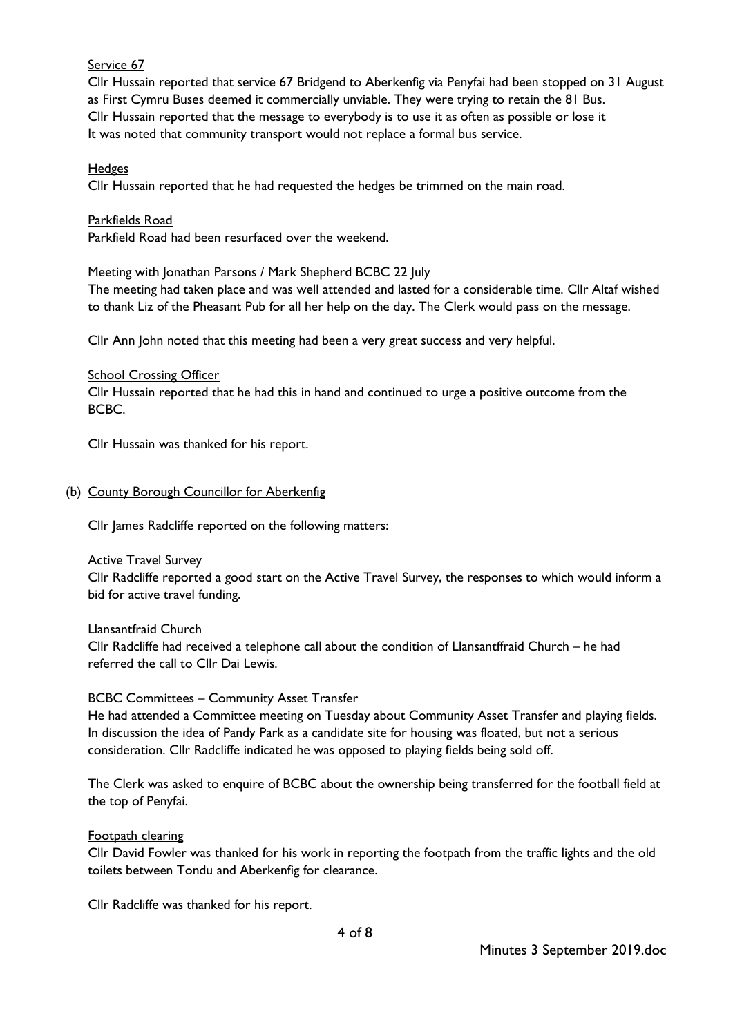Service 67

Cllr Hussain reported that service 67 Bridgend to Aberkenfig via Penyfai had been stopped on 31 August as First Cymru Buses deemed it commercially unviable. They were trying to retain the 81 Bus.
Cllr Hussain reported that the message to everybody is to use it as often as possible or lose it
It was noted that community transport would not replace a formal bus service.

Hedges

Cllr Hussain reported that he had requested the hedges be trimmed on the main road.

Parkfields Road

Parkfield Road had been resurfaced over the weekend.

Meeting with Jonathan Parsons / Mark Shepherd BCBC 22 July

The meeting had taken place and was well attended and lasted for a considerable time. Cllr Altaf wished to thank Liz of the Pheasant Pub for all her help on the day. The Clerk would pass on the message.

Cllr Ann John noted that this meeting had been a very great success and very helpful.

School Crossing Officer

Cllr Hussain reported that he had this in hand and continued to urge a positive outcome from the BCBC.

Cllr Hussain was thanked for his report.

(b) County Borough Councillor for Aberkenfig

Cllr James Radcliffe reported on the following matters:

Active Travel Survey

Cllr Radcliffe reported a good start on the Active Travel Survey, the responses to which would inform a bid for active travel funding.

Llansantfraid Church

Cllr Radcliffe had received a telephone call about the condition of Llansantffraid Church – he had referred the call to Cllr Dai Lewis.

BCBC Committees – Community Asset Transfer

He had attended a Committee meeting on Tuesday about Community Asset Transfer and playing fields. In discussion the idea of Pandy Park as a candidate site for housing was floated, but not a serious consideration. Cllr Radcliffe indicated he was opposed to playing fields being sold off.

The Clerk was asked to enquire of BCBC about the ownership being transferred for the football field at the top of Penyfai.

Footpath clearing

Cllr David Fowler was thanked for his work in reporting the footpath from the traffic lights and the old toilets between Tondu and Aberkenfig for clearance.

Cllr Radcliffe was thanked for his report.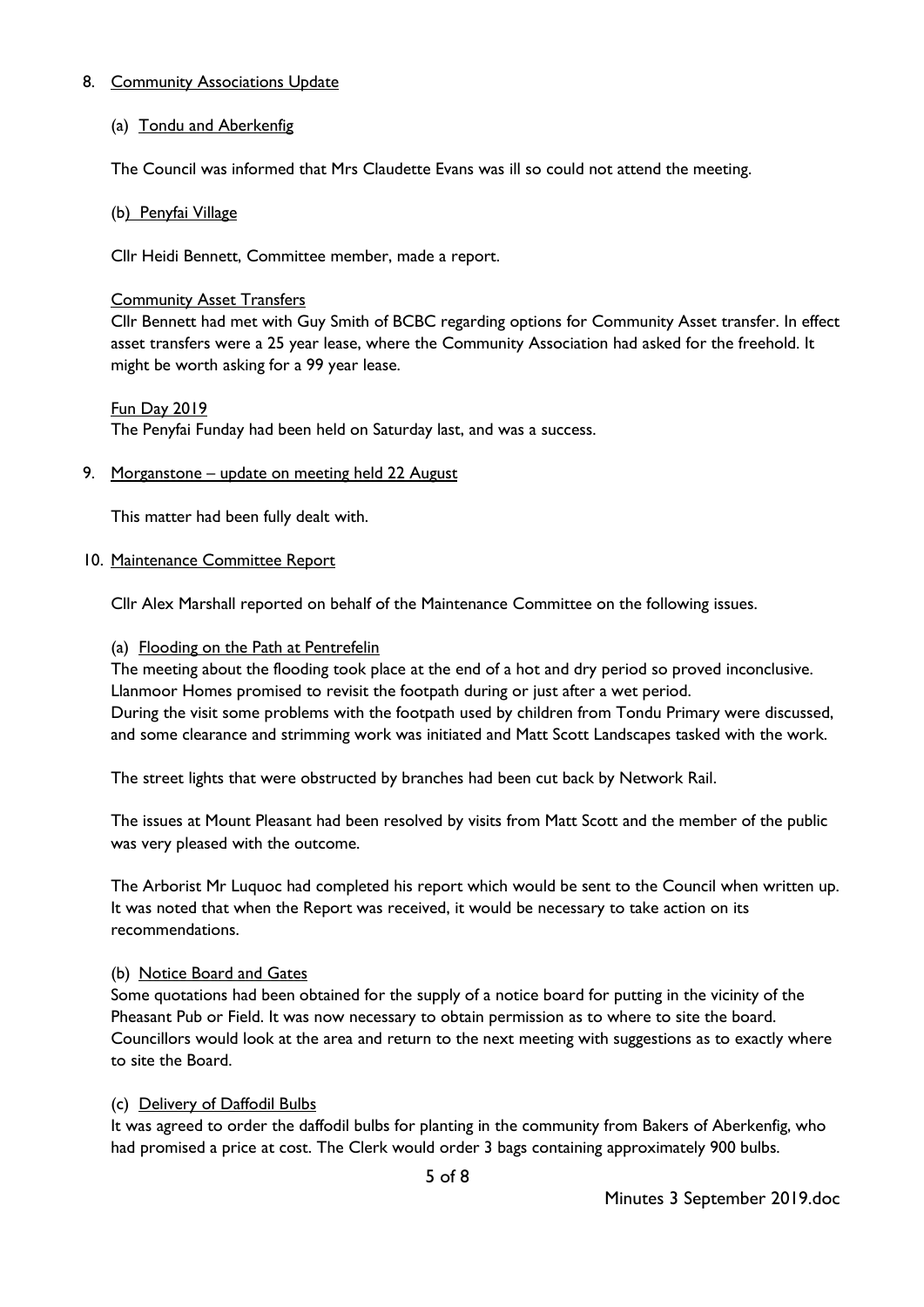8. Community Associations Update

(a) Tondu and Aberkenfig

The Council was informed that Mrs Claudette Evans was ill so could not attend the meeting.

(b) Penyfai Village

Cllr Heidi Bennett, Committee member, made a report.

Community Asset Transfers

Cllr Bennett had met with Guy Smith of BCBC regarding options for Community Asset transfer. In effect asset transfers were a 25 year lease, where the Community Association had asked for the freehold. It might be worth asking for a 99 year lease.

Fun Day 2019

The Penyfai Funday had been held on Saturday last, and was a success.

9. Morganstone – update on meeting held 22 August

This matter had been fully dealt with.

10. Maintenance Committee Report

Cllr Alex Marshall reported on behalf of the Maintenance Committee on the following issues.

(a) Flooding on the Path at Pentrefelin

The meeting about the flooding took place at the end of a hot and dry period so proved inconclusive. Llanmoor Homes promised to revisit the footpath during or just after a wet period.

During the visit some problems with the footpath used by children from Tondu Primary were discussed, and some clearance and strimming work was initiated and Matt Scott Landscapes tasked with the work.

The street lights that were obstructed by branches had been cut back by Network Rail.

The issues at Mount Pleasant had been resolved by visits from Matt Scott and the member of the public was very pleased with the outcome.

The Arborist Mr Luquoc had completed his report which would be sent to the Council when written up. It was noted that when the Report was received, it would be necessary to take action on its recommendations.

(b) Notice Board and Gates

Some quotations had been obtained for the supply of a notice board for putting in the vicinity of the Pheasant Pub or Field. It was now necessary to obtain permission as to where to site the board. Councillors would look at the area and return to the next meeting with suggestions as to exactly where to site the Board.

(c) Delivery of Daffodil Bulbs

It was agreed to order the daffodil bulbs for planting in the community from Bakers of Aberkenfig, who had promised a price at cost. The Clerk would order 3 bags containing approximately 900 bulbs.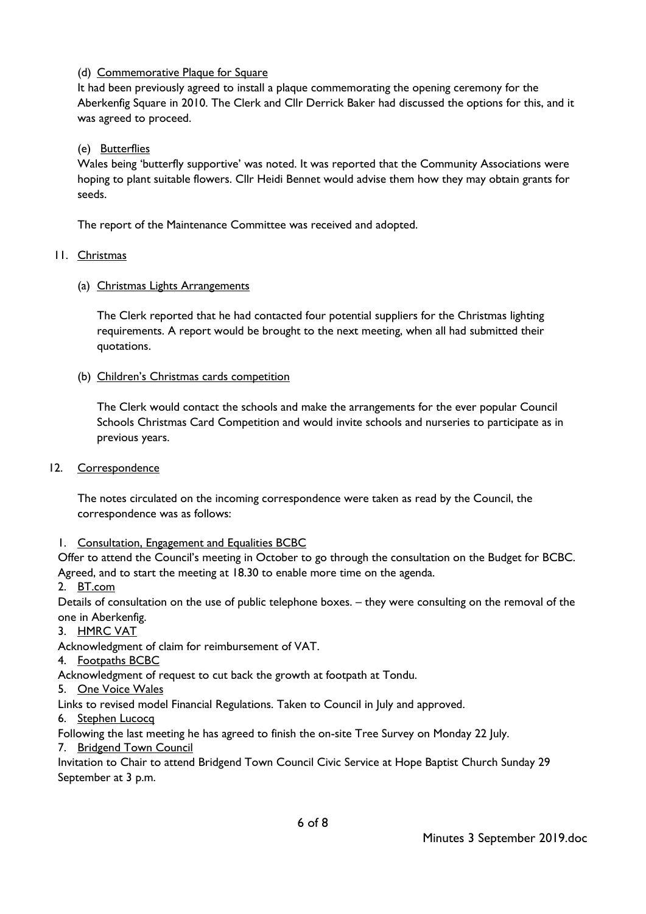(d) Commemorative Plaque for Square

It had been previously agreed to install a plaque commemorating the opening ceremony for the Aberkenfig Square in 2010. The Clerk and Cllr Derrick Baker had discussed the options for this, and it was agreed to proceed.

(e) Butterflies

Wales being 'butterfly supportive' was noted. It was reported that the Community Associations were hoping to plant suitable flowers. Cllr Heidi Bennet would advise them how they may obtain grants for seeds.

The report of the Maintenance Committee was received and adopted.

11. Christmas

(a) Christmas Lights Arrangements

The Clerk reported that he had contacted four potential suppliers for the Christmas lighting requirements. A report would be brought to the next meeting, when all had submitted their quotations.

(b) Children's Christmas cards competition

The Clerk would contact the schools and make the arrangements for the ever popular Council Schools Christmas Card Competition and would invite schools and nurseries to participate as in previous years.

12. Correspondence

The notes circulated on the incoming correspondence were taken as read by the Council, the correspondence was as follows:

1. Consultation, Engagement and Equalities BCBC

Offer to attend the Council's meeting in October to go through the consultation on the Budget for BCBC. Agreed, and to start the meeting at 18.30 to enable more time on the agenda.

2. BT.com

Details of consultation on the use of public telephone boxes. – they were consulting on the removal of the one in Aberkenfig.

3. HMRC VAT

Acknowledgment of claim for reimbursement of VAT.

4. Footpaths BCBC

Acknowledgment of request to cut back the growth at footpath at Tondu.

5. One Voice Wales

Links to revised model Financial Regulations. Taken to Council in July and approved.

6. Stephen Lucocq

Following the last meeting he has agreed to finish the on-site Tree Survey on Monday 22 July.

7. Bridgend Town Council

Invitation to Chair to attend Bridgend Town Council Civic Service at Hope Baptist Church Sunday 29 September at 3 p.m.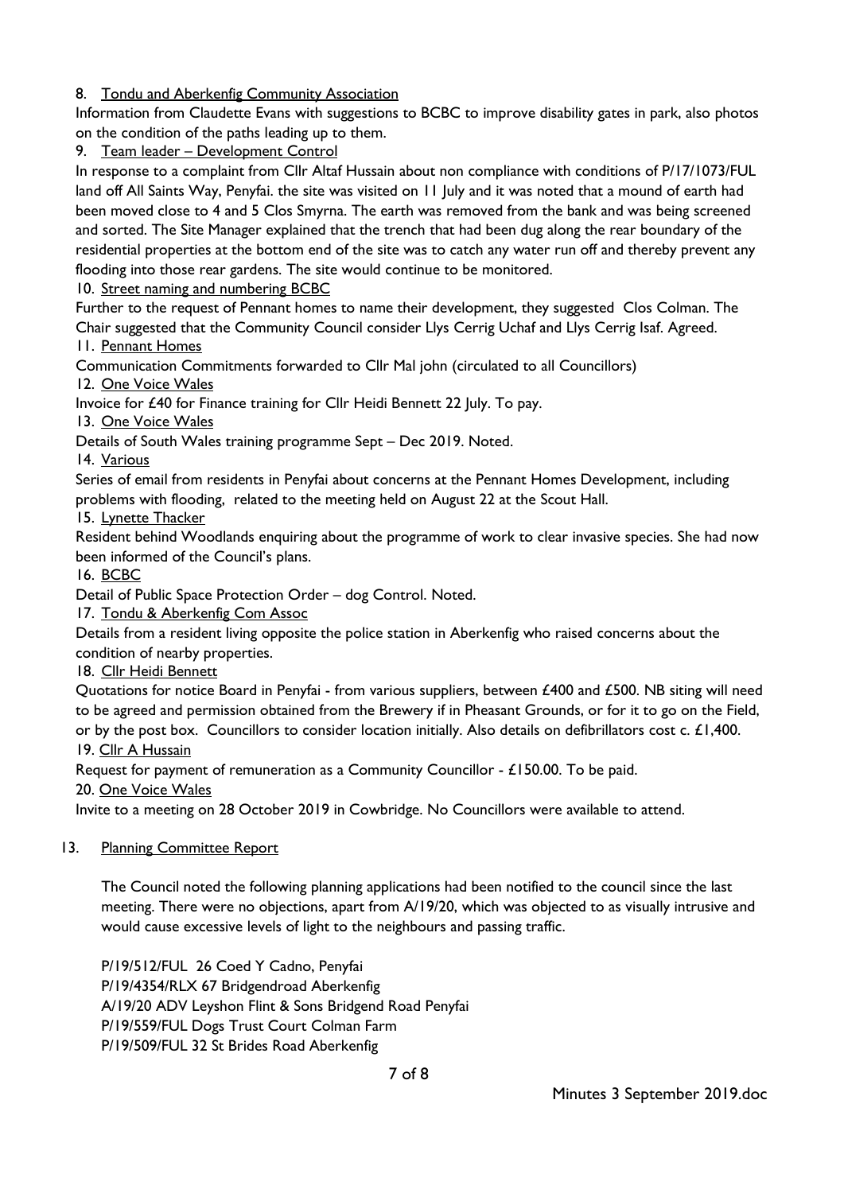8. <u>Tondu and Aberkenfig Community Association</u>

Information from Claudette Evans with suggestions to BCBC to improve disability gates in park, also photos on the condition of the paths leading up to them.

9. <u>Team leader – Development Control</u>

In response to a complaint from Cllr Altaf Hussain about non compliance with conditions of P/17/1073/FUL land off All Saints Way, Penyfai. the site was visited on 11 July and it was noted that a mound of earth had been moved close to 4 and 5 Clos Smyrna. The earth was removed from the bank and was being screened and sorted. The Site Manager explained that the trench that had been dug along the rear boundary of the residential properties at the bottom end of the site was to catch any water run off and thereby prevent any flooding into those rear gardens. The site would continue to be monitored.

10. <u>Street naming and numbering BCBC</u>

Further to the request of Pennant homes to name their development, they suggested Clos Colman. The Chair suggested that the Community Council consider Llys Cerrig Uchaf and Llys Cerrig Isaf. Agreed.

11. <u>Pennant Homes</u>

Communication Commitments forwarded to Cllr Mal john (circulated to all Councillors)

12. <u>One Voice Wales</u>

Invoice for £40 for Finance training for Cllr Heidi Bennett 22 July. To pay.

13. <u>One Voice Wales</u>

Details of South Wales training programme Sept – Dec 2019. Noted.

14. <u>Various</u>

Series of email from residents in Penyfai about concerns at the Pennant Homes Development, including problems with flooding, related to the meeting held on August 22 at the Scout Hall.

15. <u>Lynette Thacker</u>

Resident behind Woodlands enquiring about the programme of work to clear invasive species. She had now been informed of the Council's plans.

16. <u>BCBC</u>

Detail of Public Space Protection Order – dog Control. Noted.

17. <u>Tondu & Aberkenfig Com Assoc</u>

Details from a resident living opposite the police station in Aberkenfig who raised concerns about the condition of nearby properties.

18. <u>Cllr Heidi Bennett</u>

Quotations for notice Board in Penyfai - from various suppliers, between £400 and £500. NB siting will need to be agreed and permission obtained from the Brewery if in Pheasant Grounds, or for it to go on the Field, or by the post box. Councillors to consider location initially. Also details on defibrillators cost c. £1,400.

19. <u>Cllr A Hussain</u>

Request for payment of remuneration as a Community Councillor - £150.00. To be paid.

20. <u>One Voice Wales</u>

Invite to a meeting on 28 October 2019 in Cowbridge. No Councillors were available to attend.

13. <u>Planning Committee Report</u>

The Council noted the following planning applications had been notified to the council since the last meeting. There were no objections, apart from A/19/20, which was objected to as visually intrusive and would cause excessive levels of light to the neighbours and passing traffic.

P/19/512/FUL 26 Coed Y Cadno, Penyfai
P/19/4354/RLX 67 Bridgendroad Aberkenfig
A/19/20 ADV Leyshon Flint & Sons Bridgend Road Penyfai
P/19/559/FUL Dogs Trust Court Colman Farm
P/19/509/FUL 32 St Brides Road Aberkenfig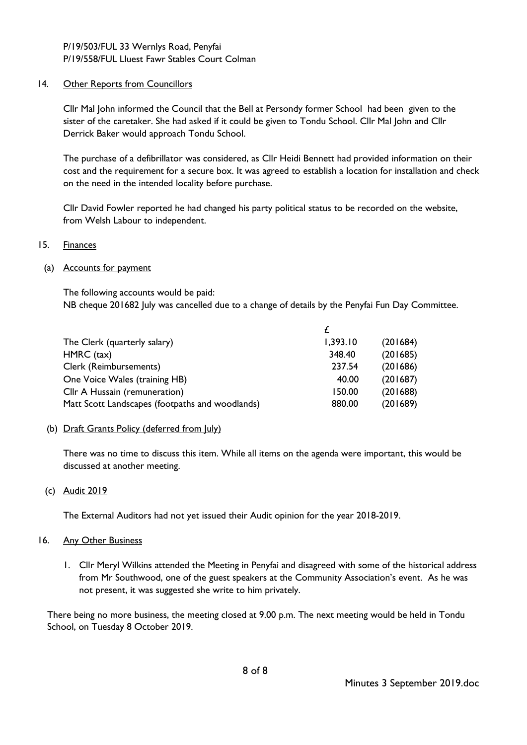P/19/503/FUL 33 Wernlys Road, Penyfai
P/19/558/FUL Lluest Fawr Stables Court Colman

14. Other Reports from Councillors

Cllr Mal John informed the Council that the Bell at Persondy former School had been given to the sister of the caretaker. She had asked if it could be given to Tondu School. Cllr Mal John and Cllr Derrick Baker would approach Tondu School.

The purchase of a defibrillator was considered, as Cllr Heidi Bennett had provided information on their cost and the requirement for a secure box. It was agreed to establish a location for installation and check on the need in the intended locality before purchase.

Cllr David Fowler reported he had changed his party political status to be recorded on the website, from Welsh Labour to independent.

15. Finances

(a) Accounts for payment

The following accounts would be paid:
NB cheque 201682 July was cancelled due to a change of details by the Penyfai Fun Day Committee.

| | £ | |
|---|---|---|
| The Clerk (quarterly salary) | 1,393.10 | (201684) |
| HMRC (tax) | 348.40 | (201685) |
| Clerk (Reimbursements) | 237.54 | (201686) |
| One Voice Wales (training HB) | 40.00 | (201687) |
| Cllr A Hussain (remuneration) | 150.00 | (201688) |
| Matt Scott Landscapes (footpaths and woodlands) | 880.00 | (201689) |

(b) Draft Grants Policy (deferred from July)

There was no time to discuss this item. While all items on the agenda were important, this would be discussed at another meeting.

(c) Audit 2019

The External Auditors had not yet issued their Audit opinion for the year 2018-2019.

16. Any Other Business

1. Cllr Meryl Wilkins attended the Meeting in Penyfai and disagreed with some of the historical address from Mr Southwood, one of the guest speakers at the Community Association's event. As he was not present, it was suggested she write to him privately.

There being no more business, the meeting closed at 9.00 p.m. The next meeting would be held in Tondu School, on Tuesday 8 October 2019.